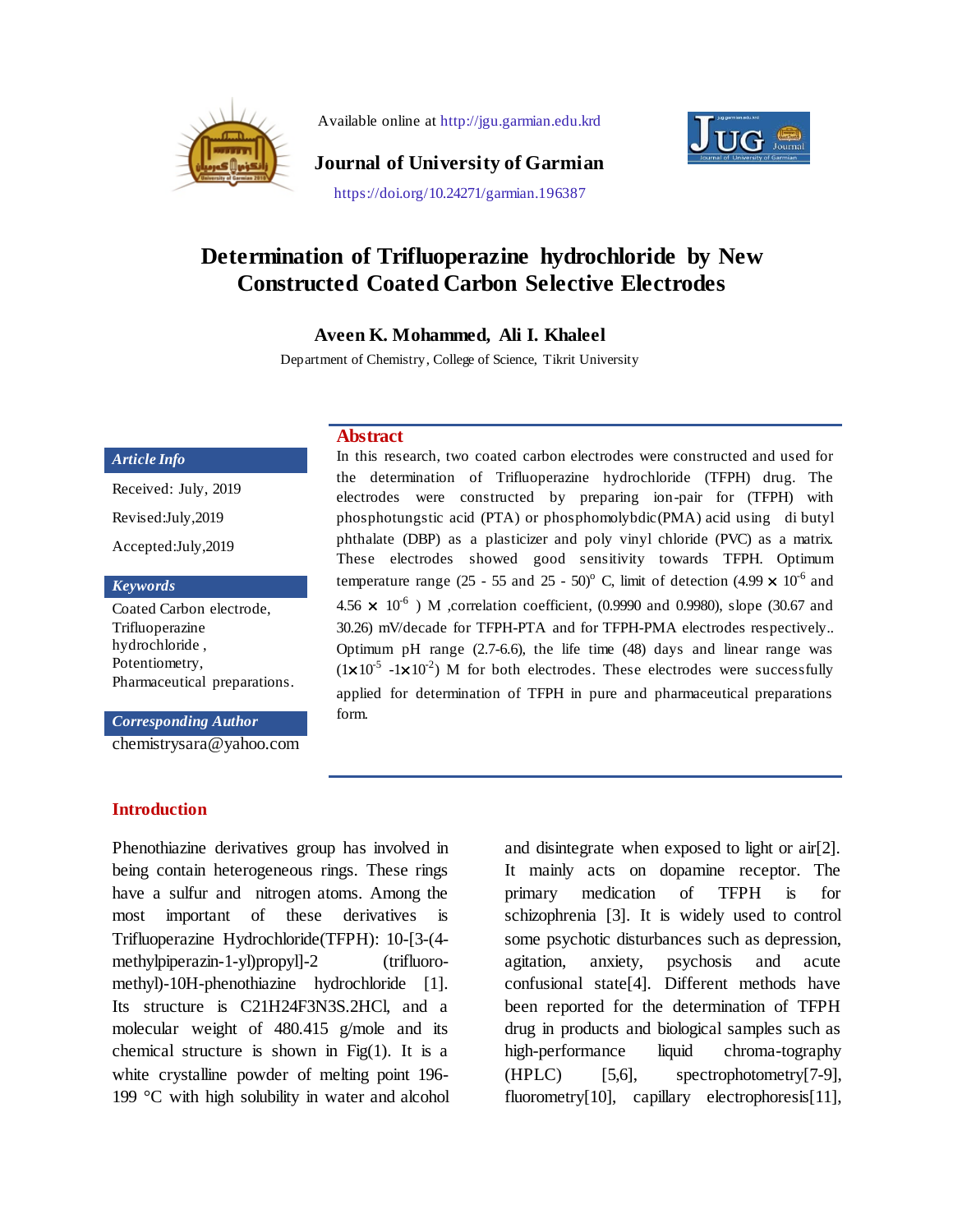Available online at http://jgu.garmian.edu.krd

**Journal of University of Garmian**

https://doi.org/10.24271/garmian.196387

# Determination of Trifluoperazine hydrochloride by New Constructed Coated Carbon Selective Electrodes

**Aveen K. Mohammed, Ali I. Khaleel**

Department of Chemistry, College of Science, Tikrit University

***Article Info***

Received: July, 2019

Revised:July,2019

Accepted:July,2019

***Keywords***

Coated Carbon electrode, Trifluoperazine hydrochloride , Potentiometry, Pharmaceutical preparations.

***Corresponding Author***

chemistrysara@yahoo.com

## Abstract

In this research, two coated carbon electrodes were constructed and used for the determination of Trifluoperazine hydrochloride (TFPH) drug. The electrodes were constructed by preparing ion-pair for (TFPH) with phosphotungstic acid (PTA) or phosphomolybdic(PMA) acid using di butyl phthalate (DBP) as a plasticizer and poly vinyl chloride (PVC) as a matrix. These electrodes showed good sensitivity towards TFPH. Optimum temperature range (25 - 55 and 25 - 50)$^o$ C, limit of detection ($4.99 \times 10^{-6}$ and $4.56 \times 10^{-6}$ ) M ,correlation coefficient, (0.9990 and 0.9980), slope (30.67 and 30.26) mV/decade for TFPH-PTA and for TFPH-PMA electrodes respectively.. Optimum pH range (2.7-6.6), the life time (48) days and linear range was ($1\times10^{-5}$ -$1\times10^{-2}$) M for both electrodes. These electrodes were successfully applied for determination of TFPH in pure and pharmaceutical preparations form.

## Introduction

Phenothiazine derivatives group has involved in being contain heterogeneous rings. These rings have a sulfur and nitrogen atoms. Among the most important of these derivatives is Trifluoperazine Hydrochloride(TFPH): 10-[3-(4-methylpiperazin-1-yl)propyl]-2 (trifluoro-methyl)-10H-phenothiazine hydrochloride [1]. Its structure is $C_{21}H_{24}F_3N_3S.2HCl$, and a molecular weight of 480.415 g/mole and its chemical structure is shown in Fig(1). It is a white crystalline powder of melting point 196-199 °C with high solubility in water and alcohol and disintegrate when exposed to light or air[2]. It mainly acts on dopamine receptor. The primary medication of TFPH is for schizophrenia [3]. It is widely used to control some psychotic disturbances such as depression, agitation, anxiety, psychosis and acute confusional state[4]. Different methods have been reported for the determination of TFPH drug in products and biological samples such as high-performance liquid chroma-tography (HPLC) [5,6], spectrophotometry[7-9], fluorometry[10], capillary electrophoresis[11],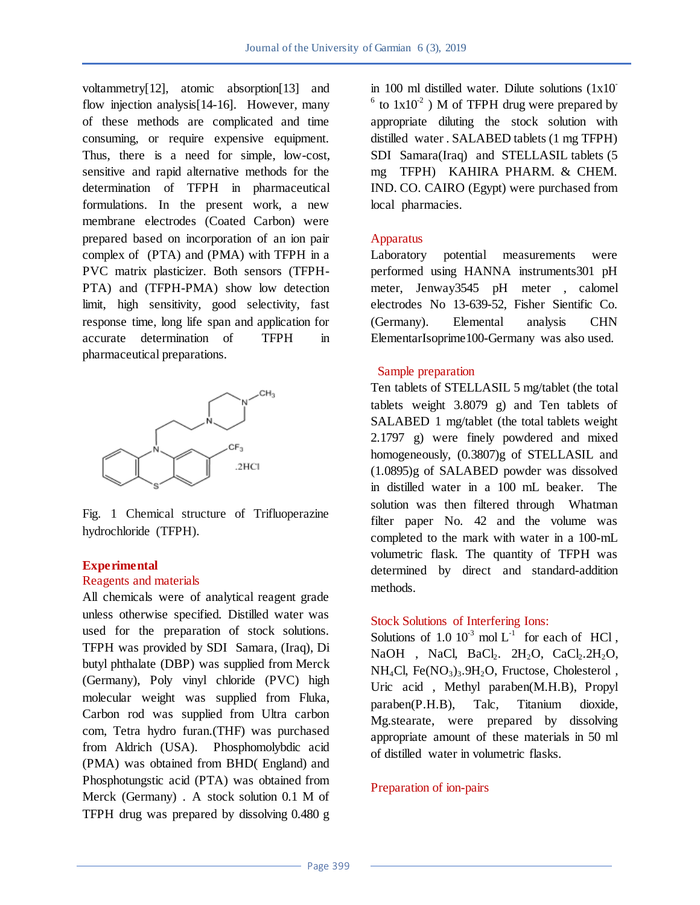voltammetry[12], atomic absorption[13] and flow injection analysis[14-16]. However, many of these methods are complicated and time consuming, or require expensive equipment. Thus, there is a need for simple, low-cost, sensitive and rapid alternative methods for the determination of TFPH in pharmaceutical formulations. In the present work, a new membrane electrodes (Coated Carbon) were prepared based on incorporation of an ion pair complex of (PTA) and (PMA) with TFPH in a PVC matrix plasticizer. Both sensors (TFPH-PTA) and (TFPH-PMA) show low detection limit, high sensitivity, good selectivity, fast response time, long life span and application for accurate determination of TFPH in pharmaceutical preparations.

Fig. 1 Chemical structure of Trifluoperazine hydrochloride (TFPH).

## Experimental

### Reagents and materials

All chemicals were of analytical reagent grade unless otherwise specified. Distilled water was used for the preparation of stock solutions. TFPH was provided by SDI Samara, (Iraq), Di butyl phthalate (DBP) was supplied from Merck (Germany), Poly vinyl chloride (PVC) high molecular weight was supplied from Fluka, Carbon rod was supplied from Ultra carbon com, Tetra hydro furan.(THF) was purchased from Aldrich (USA). Phosphomolybdic acid (PMA) was obtained from BHD( England) and Phosphotungstic acid (PTA) was obtained from Merck (Germany) . A stock solution 0.1 M of TFPH drug was prepared by dissolving 0.480 g in 100 ml distilled water. Dilute solutions ($1x10^{-6}$ to $1x10^{-2}$ ) M of TFPH drug were prepared by appropriate diluting the stock solution with distilled water . SALABED tablets (1 mg TFPH) SDI Samara(Iraq) and STELLASIL tablets (5 mg TFPH) KAHIRA PHARM. & CHEM. IND. CO. CAIRO (Egypt) were purchased from local pharmacies.

### Apparatus

Laboratory potential measurements were performed using HANNA instruments301 pH meter, Jenway3545 pH meter , calomel electrodes No 13-639-52, Fisher Sientific Co. (Germany). Elemental analysis CHN ElementarIsoprime100-Germany was also used.

### Sample preparation

Ten tablets of STELLASIL 5 mg/tablet (the total tablets weight 3.8079 g) and Ten tablets of SALABED 1 mg/tablet (the total tablets weight 2.1797 g) were finely powdered and mixed homogeneously, (0.3807)g of STELLASIL and (1.0895)g of SALABED powder was dissolved in distilled water in a 100 mL beaker. The solution was then filtered through Whatman filter paper No. 42 and the volume was completed to the mark with water in a 100-mL volumetric flask. The quantity of TFPH was determined by direct and standard-addition methods.

### Stock Solutions of Interfering Ions:

Solutions of 1.0 $10^{-3}$ mol $L^{-1}$ for each of HCl , NaOH , NaCl, $BaCl_2$. $2H_2O$, $CaCl_2.2H_2O$, $NH_4Cl$, $Fe(NO_3)_3.9H_2O$, Fructose, Cholesterol , Uric acid , Methyl paraben(M.H.B), Propyl paraben(P.H.B), Talc, Titanium dioxide, Mg.stearate, were prepared by dissolving appropriate amount of these materials in 50 ml of distilled water in volumetric flasks.

### Preparation of ion-pairs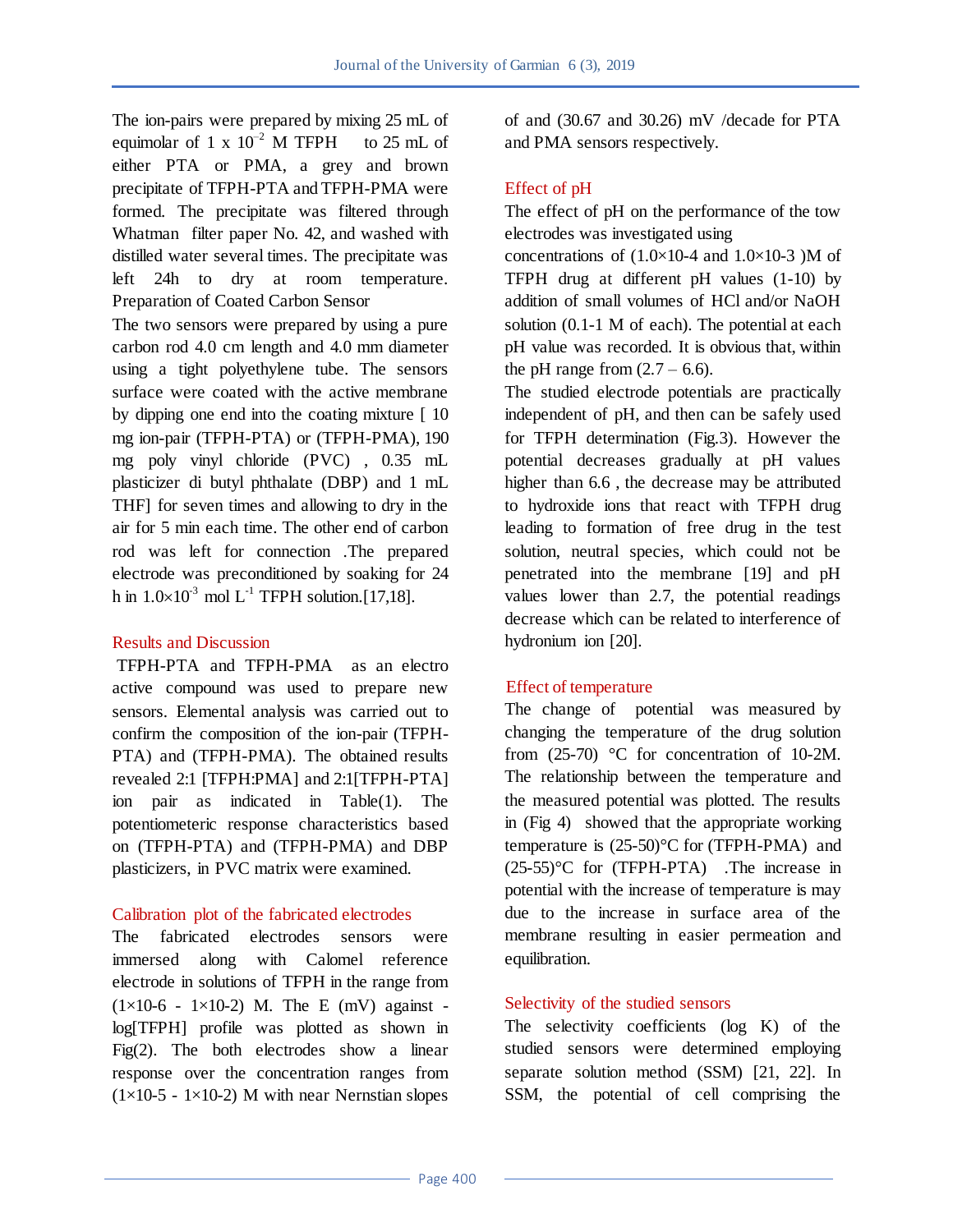The ion-pairs were prepared by mixing 25 mL of equimolar of 1 x $10^{-2}$ M TFPH to 25 mL of either PTA or PMA, a grey and brown precipitate of TFPH-PTA and TFPH-PMA were formed. The precipitate was filtered through Whatman filter paper No. 42, and washed with distilled water several times. The precipitate was left 24h to dry at room temperature.

Preparation of Coated Carbon Sensor

The two sensors were prepared by using a pure carbon rod 4.0 cm length and 4.0 mm diameter using a tight polyethylene tube. The sensors surface were coated with the active membrane by dipping one end into the coating mixture [ 10 mg ion-pair (TFPH-PTA) or (TFPH-PMA), 190 mg poly vinyl chloride (PVC) , 0.35 mL plasticizer di butyl phthalate (DBP) and 1 mL THF] for seven times and allowing to dry in the air for 5 min each time. The other end of carbon rod was left for connection .The prepared electrode was preconditioned by soaking for 24 h in $1.0\times10^{-3}$ mol $L^{-1}$ TFPH solution.[17,18].

## Results and Discussion

TFPH-PTA and TFPH-PMA as an electro active compound was used to prepare new sensors. Elemental analysis was carried out to confirm the composition of the ion-pair (TFPH-PTA) and (TFPH-PMA). The obtained results revealed 2:1 [TFPH:PMA] and 2:1[TFPH-PTA] ion pair as indicated in Table(1). The potentiometeric response characteristics based on (TFPH-PTA) and (TFPH-PMA) and DBP plasticizers, in PVC matrix were examined.

## Calibration plot of the fabricated electrodes

The fabricated electrodes sensors were immersed along with Calomel reference electrode in solutions of TFPH in the range from ($1\times10^{-6}$ - $1\times10^{-2}$) M. The E (mV) against -log[TFPH] profile was plotted as shown in Fig(2). The both electrodes show a linear response over the concentration ranges from ($1\times10^{-5}$ - $1\times10^{-2}$) M with near Nernstian slopes of and (30.67 and 30.26) mV /decade for PTA and PMA sensors respectively.

## Effect of pH

The effect of pH on the performance of the tow electrodes was investigated using concentrations of ($1.0\times10^{-4}$ and $1.0\times10^{-3}$ )M of TFPH drug at different pH values (1-10) by addition of small volumes of HCl and/or NaOH solution (0.1-1 M of each). The potential at each pH value was recorded. It is obvious that, within the pH range from (2.7 – 6.6).

The studied electrode potentials are practically independent of pH, and then can be safely used for TFPH determination (Fig.3). However the potential decreases gradually at pH values higher than 6.6 , the decrease may be attributed to hydroxide ions that react with TFPH drug leading to formation of free drug in the test solution, neutral species, which could not be penetrated into the membrane [19] and pH values lower than 2.7, the potential readings decrease which can be related to interference of hydronium ion [20].

## Effect of temperature

The change of potential was measured by changing the temperature of the drug solution from (25-70) °C for concentration of $10^{-2}$M. The relationship between the temperature and the measured potential was plotted. The results in (Fig 4) showed that the appropriate working temperature is (25-50)°C for (TFPH-PMA) and (25-55)°C for (TFPH-PTA) .The increase in potential with the increase of temperature is may due to the increase in surface area of the membrane resulting in easier permeation and equilibration.

## Selectivity of the studied sensors

The selectivity coefficients (log K) of the studied sensors were determined employing separate solution method (SSM) [21, 22]. In SSM, the potential of cell comprising the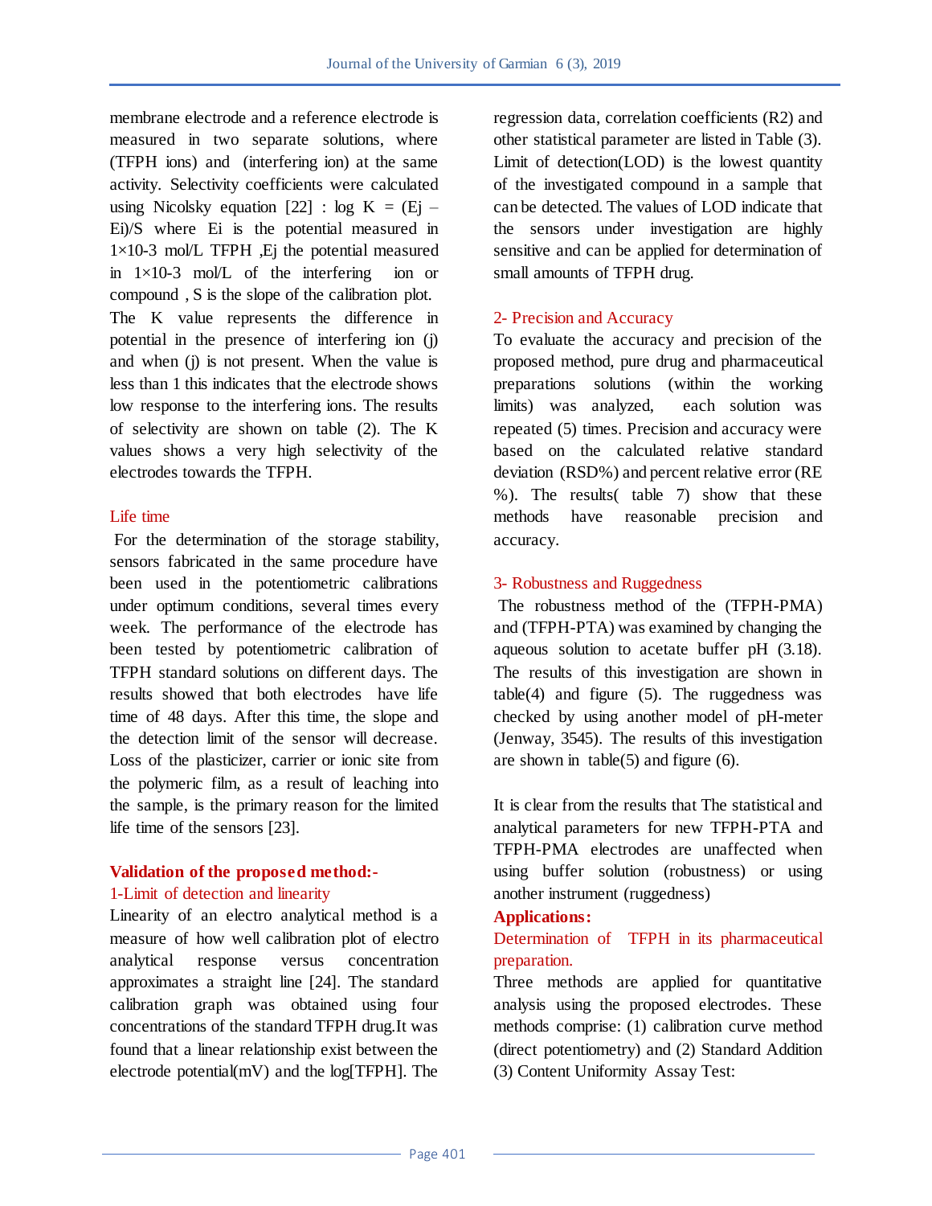membrane electrode and a reference electrode is measured in two separate solutions, where (TFPH ions) and (interfering ion) at the same activity. Selectivity coefficients were calculated using Nicolsky equation [22] : $\log K = (E_j - E_i)/S$ where $E_i$ is the potential measured in $1\times10^{-3}$ mol/L TFPH ,$E_j$ the potential measured in $1\times10^{-3}$ mol/L of the interfering ion or compound , S is the slope of the calibration plot. The K value represents the difference in potential in the presence of interfering ion (j) and when (j) is not present. When the value is less than 1 this indicates that the electrode shows low response to the interfering ions. The results of selectivity are shown on table (2). The K values shows a very high selectivity of the electrodes towards the TFPH.

### Life time

For the determination of the storage stability, sensors fabricated in the same procedure have been used in the potentiometric calibrations under optimum conditions, several times every week. The performance of the electrode has been tested by potentiometric calibration of TFPH standard solutions on different days. The results showed that both electrodes have life time of 48 days. After this time, the slope and the detection limit of the sensor will decrease. Loss of the plasticizer, carrier or ionic site from the polymeric film, as a result of leaching into the sample, is the primary reason for the limited life time of the sensors [23].

## Validation of the proposed method:-

### 1-Limit of detection and linearity

Linearity of an electro analytical method is a measure of how well calibration plot of electro analytical response versus concentration approximates a straight line [24]. The standard calibration graph was obtained using four concentrations of the standard TFPH drug.It was found that a linear relationship exist between the electrode potential(mV) and the log[TFPH]. The regression data, correlation coefficients ($R^2$) and other statistical parameter are listed in Table (3). Limit of detection(LOD) is the lowest quantity of the investigated compound in a sample that can be detected. The values of LOD indicate that the sensors under investigation are highly sensitive and can be applied for determination of small amounts of TFPH drug.

### 2- Precision and Accuracy

To evaluate the accuracy and precision of the proposed method, pure drug and pharmaceutical preparations solutions (within the working limits) was analyzed, each solution was repeated (5) times. Precision and accuracy were based on the calculated relative standard deviation (RSD%) and percent relative error (RE %). The results( table 7) show that these methods have reasonable precision and accuracy.

### 3- Robustness and Ruggedness

The robustness method of the (TFPH-PMA) and (TFPH-PTA) was examined by changing the aqueous solution to acetate buffer pH (3.18). The results of this investigation are shown in table(4) and figure (5). The ruggedness was checked by using another model of pH-meter (Jenway, 3545). The results of this investigation are shown in table(5) and figure (6).

It is clear from the results that The statistical and analytical parameters for new TFPH-PTA and TFPH-PMA electrodes are unaffected when using buffer solution (robustness) or using another instrument (ruggedness)

## Applications:

### Determination of TFPH in its pharmaceutical preparation.

Three methods are applied for quantitative analysis using the proposed electrodes. These methods comprise: (1) calibration curve method (direct potentiometry) and (2) Standard Addition (3) Content Uniformity Assay Test: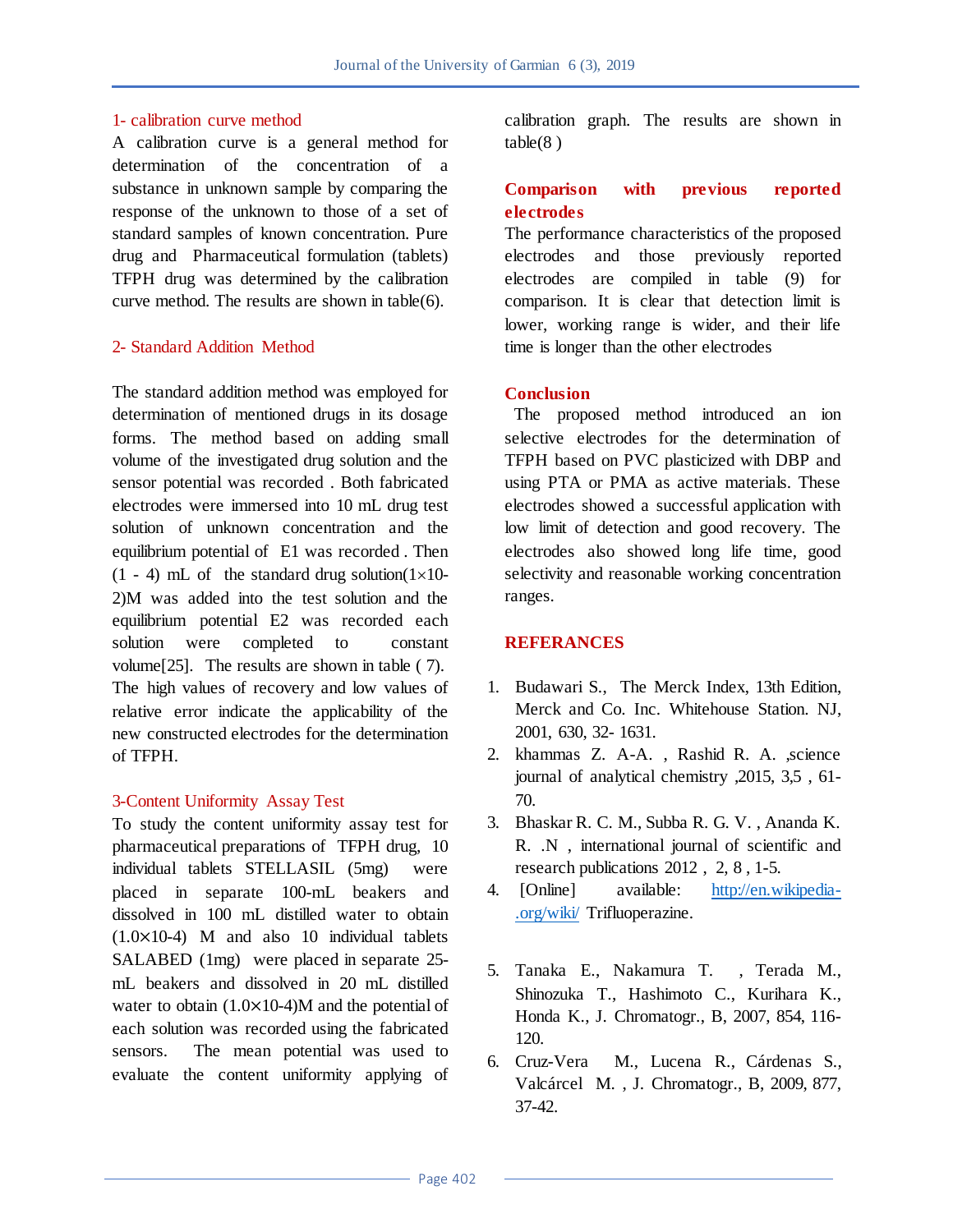### 1- calibration curve method

A calibration curve is a general method for determination of the concentration of a substance in unknown sample by comparing the response of the unknown to those of a set of standard samples of known concentration. Pure drug and Pharmaceutical formulation (tablets) TFPH drug was determined by the calibration curve method. The results are shown in table(6).

### 2- Standard Addition Method

The standard addition method was employed for determination of mentioned drugs in its dosage forms. The method based on adding small volume of the investigated drug solution and the sensor potential was recorded . Both fabricated electrodes were immersed into 10 mL drug test solution of unknown concentration and the equilibrium potential of E1 was recorded . Then (1 - 4) mL of the standard drug solution($1\times10^{-2}$)M was added into the test solution and the equilibrium potential E2 was recorded each solution were completed to constant volume[25]. The results are shown in table ( 7). The high values of recovery and low values of relative error indicate the applicability of the new constructed electrodes for the determination of TFPH.

### 3-Content Uniformity Assay Test

To study the content uniformity assay test for pharmaceutical preparations of TFPH drug, 10 individual tablets STELLASIL (5mg) were placed in separate 100-mL beakers and dissolved in 100 mL distilled water to obtain ($1.0\times10^{-4}$) M and also 10 individual tablets SALABED (1mg) were placed in separate 25-mL beakers and dissolved in 20 mL distilled water to obtain ($1.0\times10^{-4}$)M and the potential of each solution was recorded using the fabricated sensors. The mean potential was used to evaluate the content uniformity applying of calibration graph. The results are shown in table(8 )

## Comparison with previous reported electrodes

The performance characteristics of the proposed electrodes and those previously reported electrodes are compiled in table (9) for comparison. It is clear that detection limit is lower, working range is wider, and their life time is longer than the other electrodes

## Conclusion

The proposed method introduced an ion selective electrodes for the determination of TFPH based on PVC plasticized with DBP and using PTA or PMA as active materials. These electrodes showed a successful application with low limit of detection and good recovery. The electrodes also showed long life time, good selectivity and reasonable working concentration ranges.

## REFERANCES

1. Budawari S., The Merck Index, 13th Edition, Merck and Co. Inc. Whitehouse Station. NJ, 2001, 630, 32- 1631.
2. khammas Z. A-A. , Rashid R. A. ,science journal of analytical chemistry ,2015, 3,5 , 61-70.
3. Bhaskar R. C. M., Subba R. G. V. , Ananda K. R. .N , international journal of scientific and research publications 2012 , 2, 8 , 1-5.
4. [Online] available: http://en.wikipedia-.org/wiki/ Trifluoperazine.
5. Tanaka E., Nakamura T. , Terada M., Shinozuka T., Hashimoto C., Kurihara K., Honda K., J. Chromatogr., B, 2007, 854, 116-120.
6. Cruz-Vera M., Lucena R., Cárdenas S., Valcárcel M. , J. Chromatogr., B, 2009, 877, 37-42.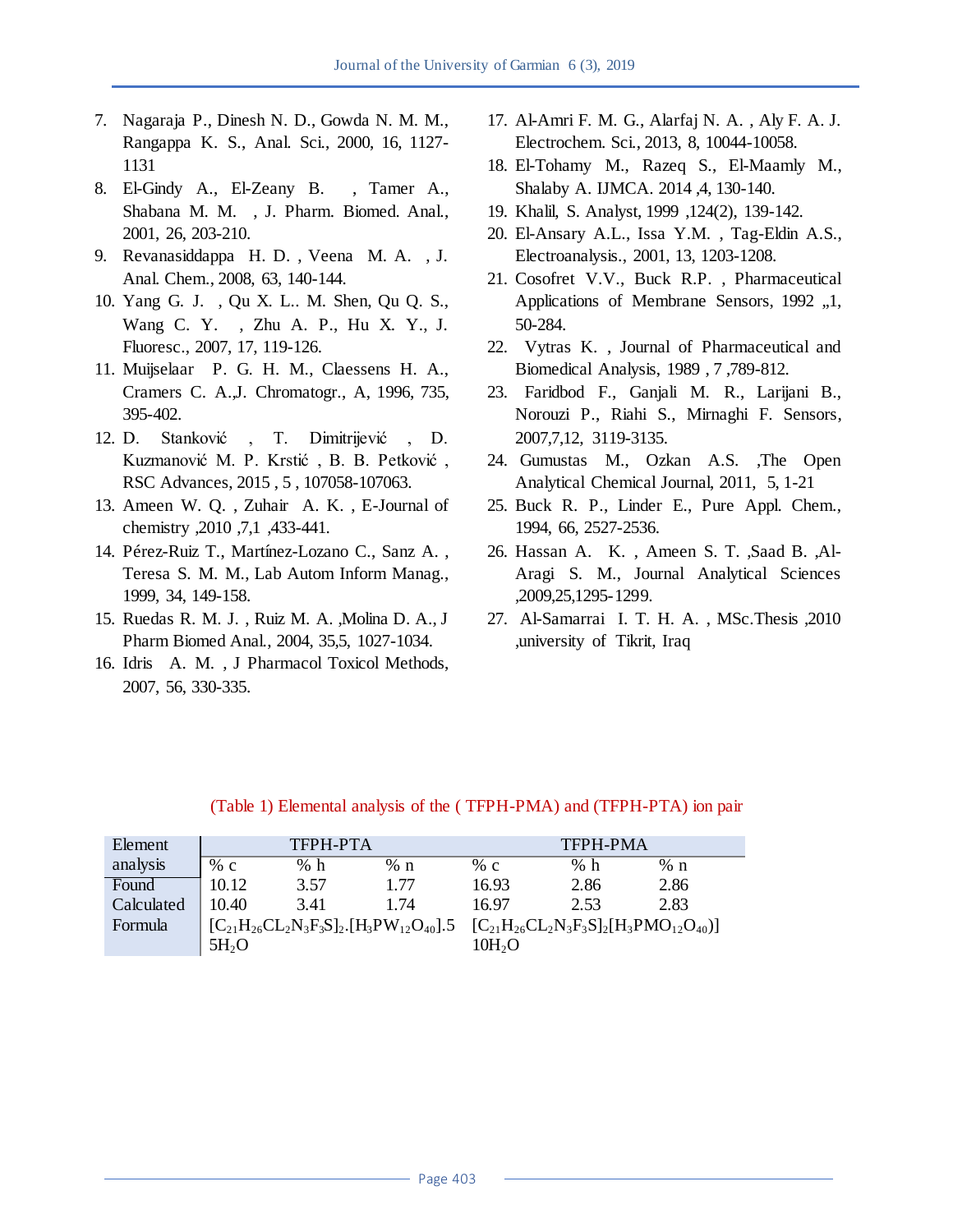7. Nagaraja P., Dinesh N. D., Gowda N. M. M., Rangappa K. S., Anal. Sci., 2000, 16, 1127-1131
8. El-Gindy A., El-Zeany B. , Tamer A., Shabana M. M. , J. Pharm. Biomed. Anal., 2001, 26, 203-210.
9. Revanasiddappa H. D. , Veena M. A. , J. Anal. Chem., 2008, 63, 140-144.
10. Yang G. J. , Qu X. L.. M. Shen, Qu Q. S., Wang C. Y. , Zhu A. P., Hu X. Y., J. Fluoresc., 2007, 17, 119-126.
11. Muijselaar P. G. H. M., Claessens H. A., Cramers C. A.,J. Chromatogr., A, 1996, 735, 395-402.
12. D. Stanković , T. Dimitrijević , D. Kuzmanović M. P. Krstić , B. B. Petković , RSC Advances, 2015 , 5 , 107058-107063.
13. Ameen W. Q. , Zuhair A. K. , E-Journal of chemistry ,2010 ,7,1 ,433-441.
14. Pérez-Ruiz T., Martínez-Lozano C., Sanz A. , Teresa S. M. M., Lab Autom Inform Manag., 1999, 34, 149-158.
15. Ruedas R. M. J. , Ruiz M. A. ,Molina D. A., J Pharm Biomed Anal., 2004, 35,5, 1027-1034.
16. Idris A. M. , J Pharmacol Toxicol Methods, 2007, 56, 330-335.
17. Al-Amri F. M. G., Alarfaj N. A. , Aly F. A. J. Electrochem. Sci., 2013, 8, 10044-10058.
18. El-Tohamy M., Razeq S., El-Maamly M., Shalaby A. IJMCA. 2014 ,4, 130-140.
19. Khalil, S. Analyst, 1999 ,124(2), 139-142.
20. El-Ansary A.L., Issa Y.M. , Tag-Eldin A.S., Electroanalysis., 2001, 13, 1203-1208.
21. Cosofret V.V., Buck R.P. , Pharmaceutical Applications of Membrane Sensors, 1992 ,,1, 50-284.
22. Vytras K. , Journal of Pharmaceutical and Biomedical Analysis, 1989 , 7 ,789-812.
23. Faridbod F., Ganjali M. R., Larijani B., Norouzi P., Riahi S., Mirnaghi F. Sensors, 2007,7,12, 3119-3135.
24. Gumustas M., Ozkan A.S. ,The Open Analytical Chemical Journal, 2011, 5, 1-21
25. Buck R. P., Linder E., Pure Appl. Chem., 1994, 66, 2527-2536.
26. Hassan A. K. , Ameen S. T. ,Saad B. ,Al-Aragi S. M., Journal Analytical Sciences ,2009,25,1295-1299.
27. Al-Samarrai I. T. H. A. , MSc.Thesis ,2010 ,university of Tikrit, Iraq

(Table 1) Elemental analysis of the ( TFPH-PMA) and (TFPH-PTA) ion pair

| Element analysis | TFPH-PTA | | | TFPH-PMA | | |
|---|---|---|---|---|---|---|
| | % c | % h | % n | % c | % h | % n |
| Found | 10.12 | 3.57 | 1.77 | 16.93 | 2.86 | 2.86 |
| Calculated | 10.40 | 3.41 | 1.74 | 16.97 | 2.53 | 2.83 |
| Formula | $[C_{21}H_{26}CL_2N_3F_3S]_2.[H_3PW_{12}O_{40}].5H_2O$ | | | $[C_{21}H_{26}CL_2N_3F_3S]_2[H_3PMO_{12}O_{40})]10H_2O$ | | |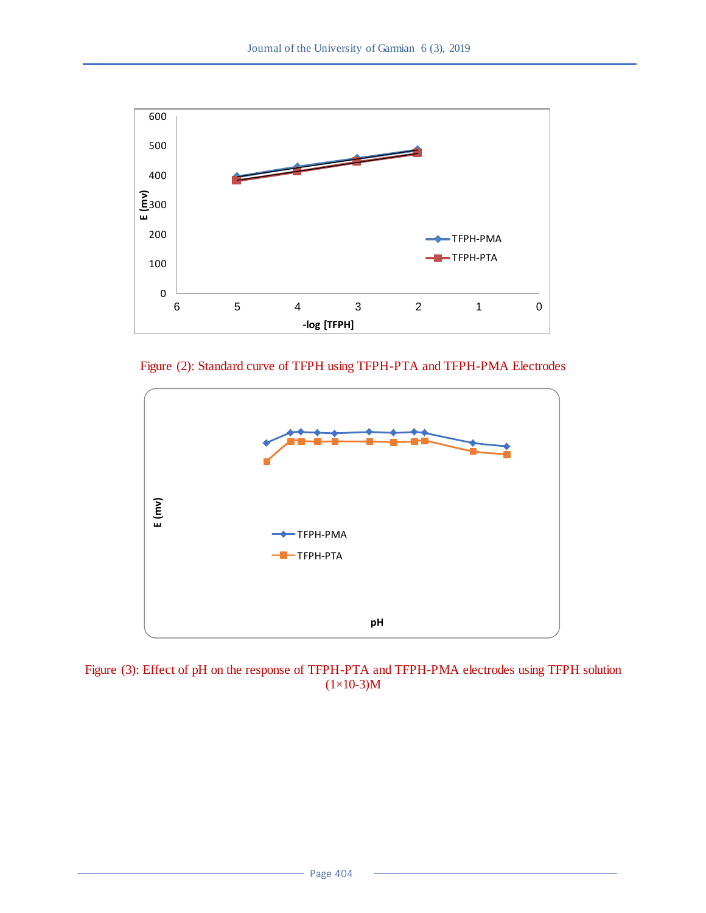600

500

400

E (mv) 300

200

100

0

6 5 4 3 2 1 0

-log [TFPH]

TFPH-PMA

TFPH-PTA

Figure (2): Standard curve of TFPH using TFPH-PTA and TFPH-PMA Electrodes

E (mv)

TFPH-PMA

TFPH-PTA

pH

Figure (3): Effect of pH on the response of TFPH-PTA and TFPH-PMA electrodes using TFPH solution (1×10-3)M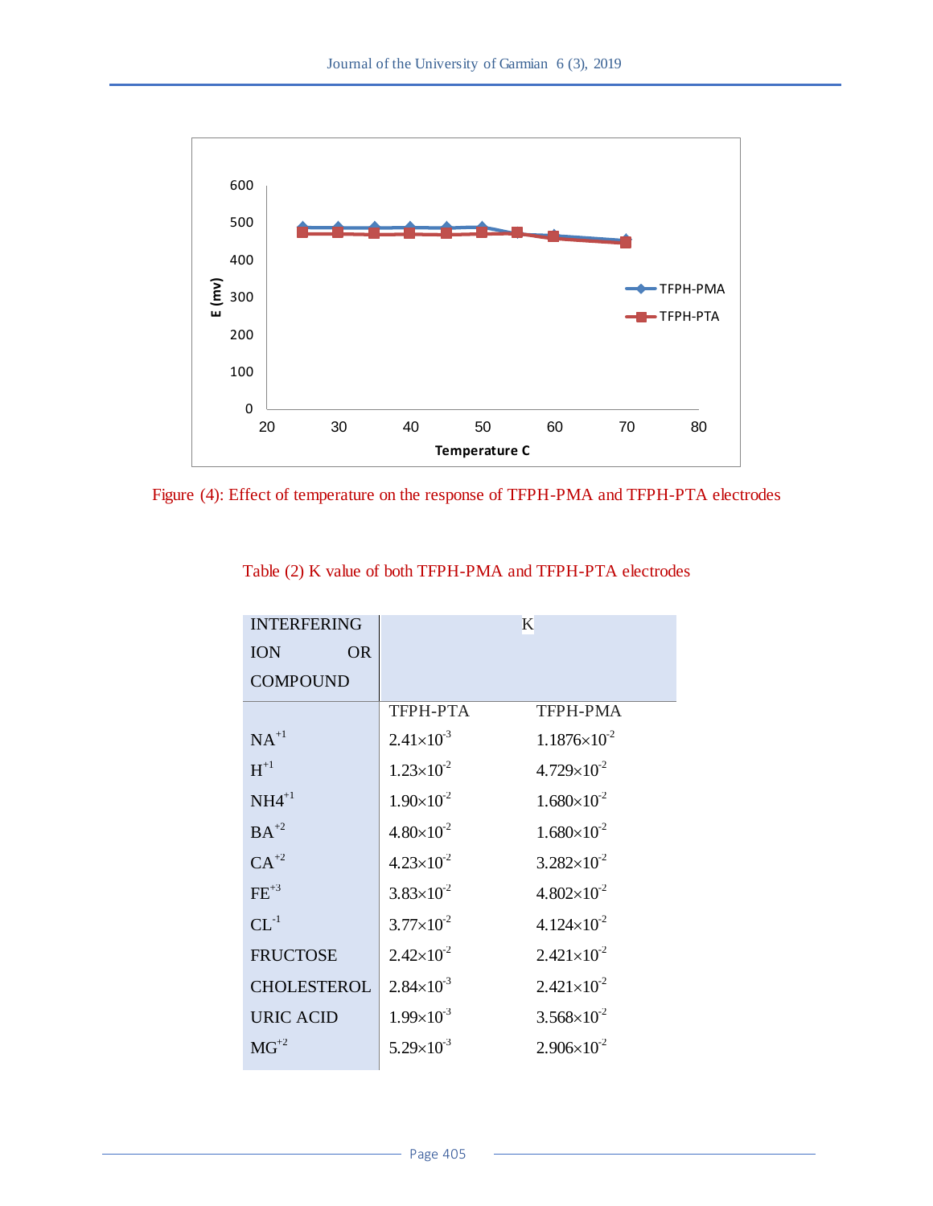600
500
400
300
200
100
0

E (mv)

20 30 40 50 60 70 80

Temperature C

TFPH-PMA
TFPH-PTA

Figure (4): Effect of temperature on the response of TFPH-PMA and TFPH-PTA electrodes

Table (2) K value of both TFPH-PMA and TFPH-PTA electrodes

| INTERFERING ION OR COMPOUND | K | |
|---|---|---|
| | TFPH-PTA | TFPH-PMA |
| $NA^{+1}$ | $2.41\times10^{-3}$ | $1.1876\times10^{-2}$ |
| $H^{+1}$ | $1.23\times10^{-2}$ | $4.729\times10^{-2}$ |
| $NH4^{+1}$ | $1.90\times10^{-2}$ | $1.680\times10^{-2}$ |
| $BA^{+2}$ | $4.80\times10^{-2}$ | $1.680\times10^{-2}$ |
| $CA^{+2}$ | $4.23\times10^{-2}$ | $3.282\times10^{-2}$ |
| $FE^{+3}$ | $3.83\times10^{-2}$ | $4.802\times10^{-2}$ |
| $CL^{-1}$ | $3.77\times10^{-2}$ | $4.124\times10^{-2}$ |
| FRUCTOSE | $2.42\times10^{-2}$ | $2.421\times10^{-2}$ |
| CHOLESTEROL | $2.84\times10^{-3}$ | $2.421\times10^{-2}$ |
| URIC ACID | $1.99\times10^{-3}$ | $3.568\times10^{-2}$ |
| $MG^{+2}$ | $5.29\times10^{-3}$ | $2.906\times10^{-2}$ |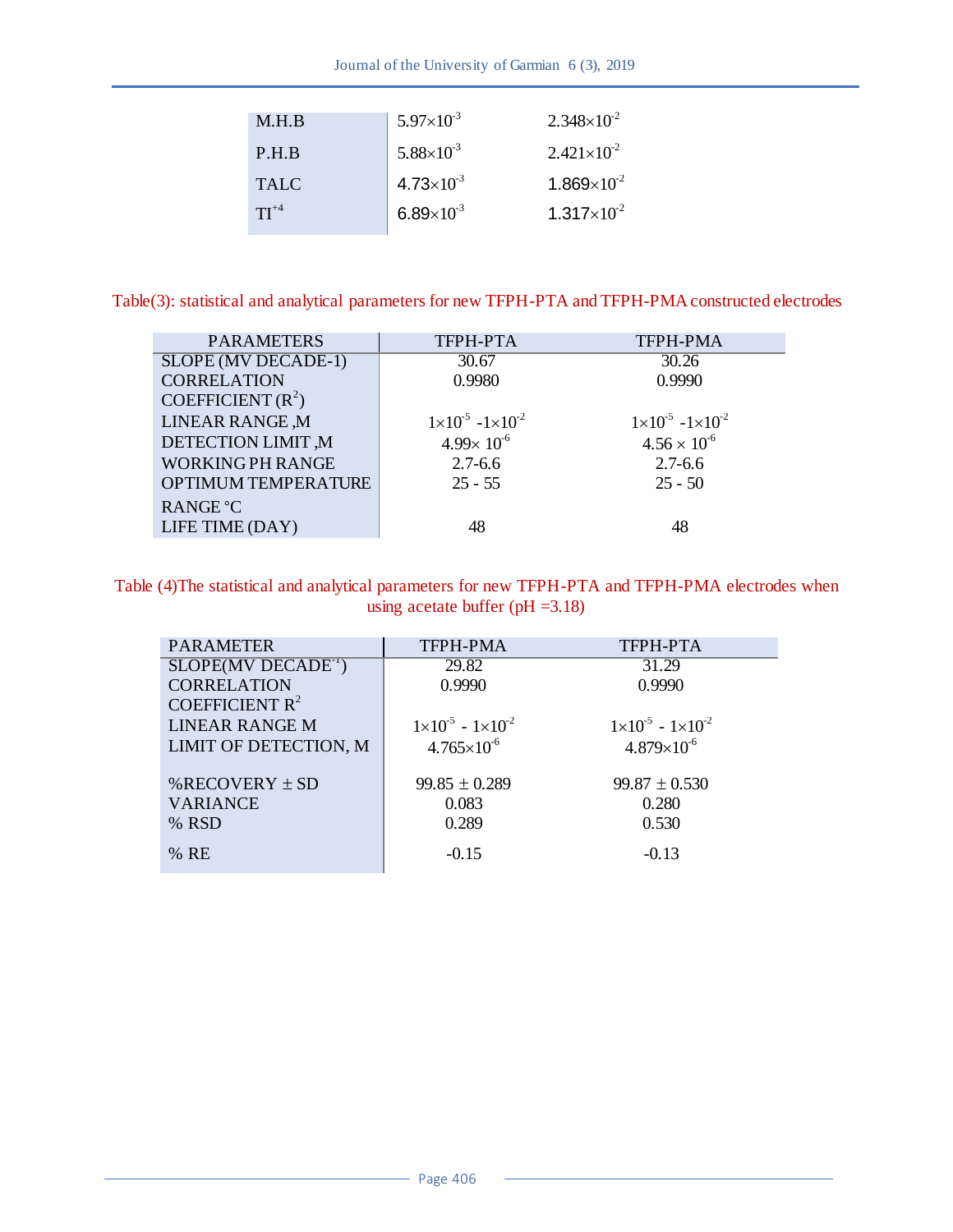| | | |
|---|---|---|
| M.H.B | $5.97\times10^{-3}$ | $2.348\times10^{-2}$ |
| P.H.B | $5.88\times10^{-3}$ | $2.421\times10^{-2}$ |
| TALC | $4.73\times10^{-3}$ | $1.869\times10^{-2}$ |
| $TI^{+4}$ | $6.89\times10^{-3}$ | $1.317\times10^{-2}$ |

Table(3): statistical and analytical parameters for new TFPH-PTA and TFPH-PMA constructed electrodes

| PARAMETERS | TFPH-PTA | TFPH-PMA |
|---|---|---|
| SLOPE (MV DECADE-1) | 30.67 | 30.26 |
| CORRELATION COEFFICIENT ($R^2$) | 0.9980 | 0.9990 |
| LINEAR RANGE ,M | $1\times10^{-5}$ -$1\times10^{-2}$ | $1\times10^{-5}$ -$1\times10^{-2}$ |
| DETECTION LIMIT ,M | $4.99\times 10^{-6}$ | $4.56 \times 10^{-6}$ |
| WORKING PH RANGE | 2.7-6.6 | 2.7-6.6 |
| OPTIMUM TEMPERATURE RANGE °C | 25 - 55 | 25 - 50 |
| LIFE TIME (DAY) | 48 | 48 |

Table (4)The statistical and analytical parameters for new TFPH-PTA and TFPH-PMA electrodes when using acetate buffer (pH =3.18)

| PARAMETER | TFPH-PMA | TFPH-PTA |
|---|---|---|
| SLOPE(MV DECADE$^{-1}$) | 29.82 | 31.29 |
| CORRELATION COEFFICIENT $R^2$ | 0.9990 | 0.9990 |
| LINEAR RANGE M | $1\times10^{-5}$ - $1\times10^{-2}$ | $1\times10^{-5}$ - $1\times10^{-2}$ |
| LIMIT OF DETECTION, M | $4.765\times10^{-6}$ | $4.879\times10^{-6}$ |
| %RECOVERY ± SD | 99.85 ± 0.289 | 99.87 ± 0.530 |
| VARIANCE | 0.083 | 0.280 |
| % RSD | 0.289 | 0.530 |
| % RE | -0.15 | -0.13 |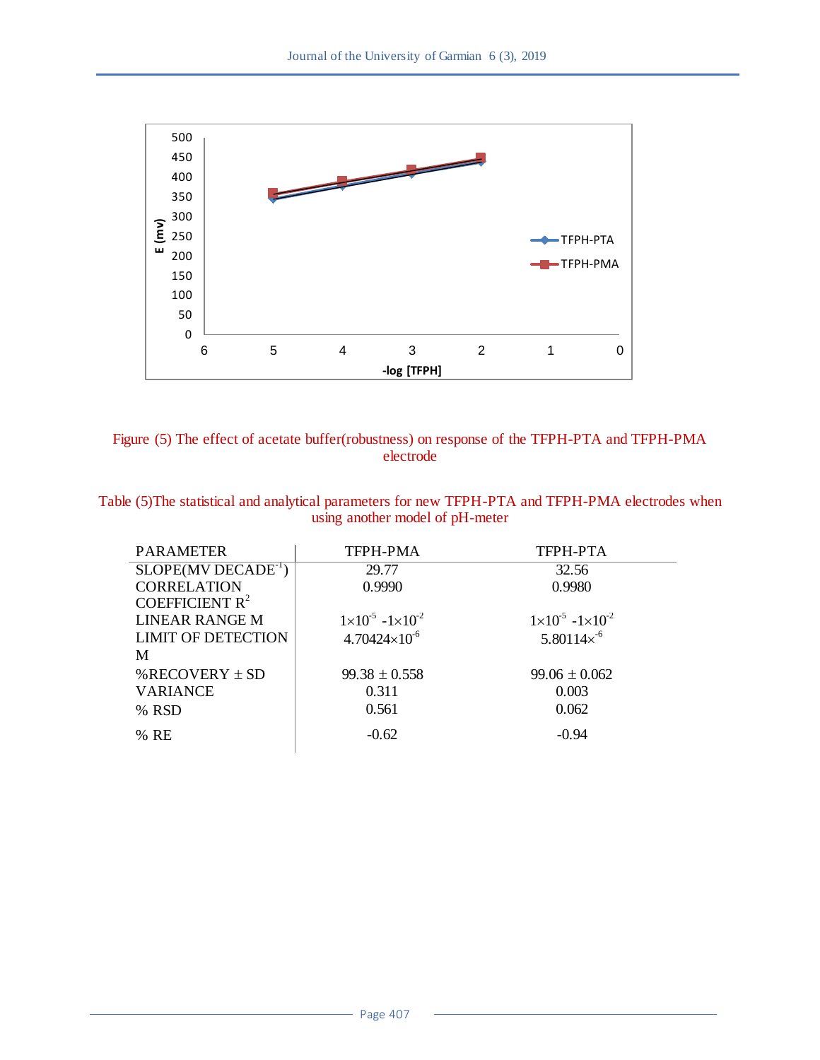500
450
400
350
300
250
200
150
100
50
0

E (mv)

6 5 4 3 2 1 0

-log [TFPH]

TFPH-PTA
TFPH-PMA

Figure (5) The effect of acetate buffer(robustness) on response of the TFPH-PTA and TFPH-PMA electrode

Table (5)The statistical and analytical parameters for new TFPH-PTA and TFPH-PMA electrodes when using another model of pH-meter

| PARAMETER | TFPH-PMA | TFPH-PTA |
|---|---|---|
| SLOPE(MV DECADE$^{-1}$) | 29.77 | 32.56 |
| CORRELATION COEFFICIENT $R^2$ | 0.9990 | 0.9980 |
| LINEAR RANGE M | $1\times10^{-5}$ -$1\times10^{-2}$ | $1\times10^{-5}$ -$1\times10^{-2}$ |
| LIMIT OF DETECTION M | $4.70424\times10^{-6}$ | $5.80114\times^{-6}$ |
| %RECOVERY $\pm$ SD | 99.38 $\pm$ 0.558 | 99.06 $\pm$ 0.062 |
| VARIANCE | 0.311 | 0.003 |
| % RSD | 0.561 | 0.062 |
| % RE | -0.62 | -0.94 |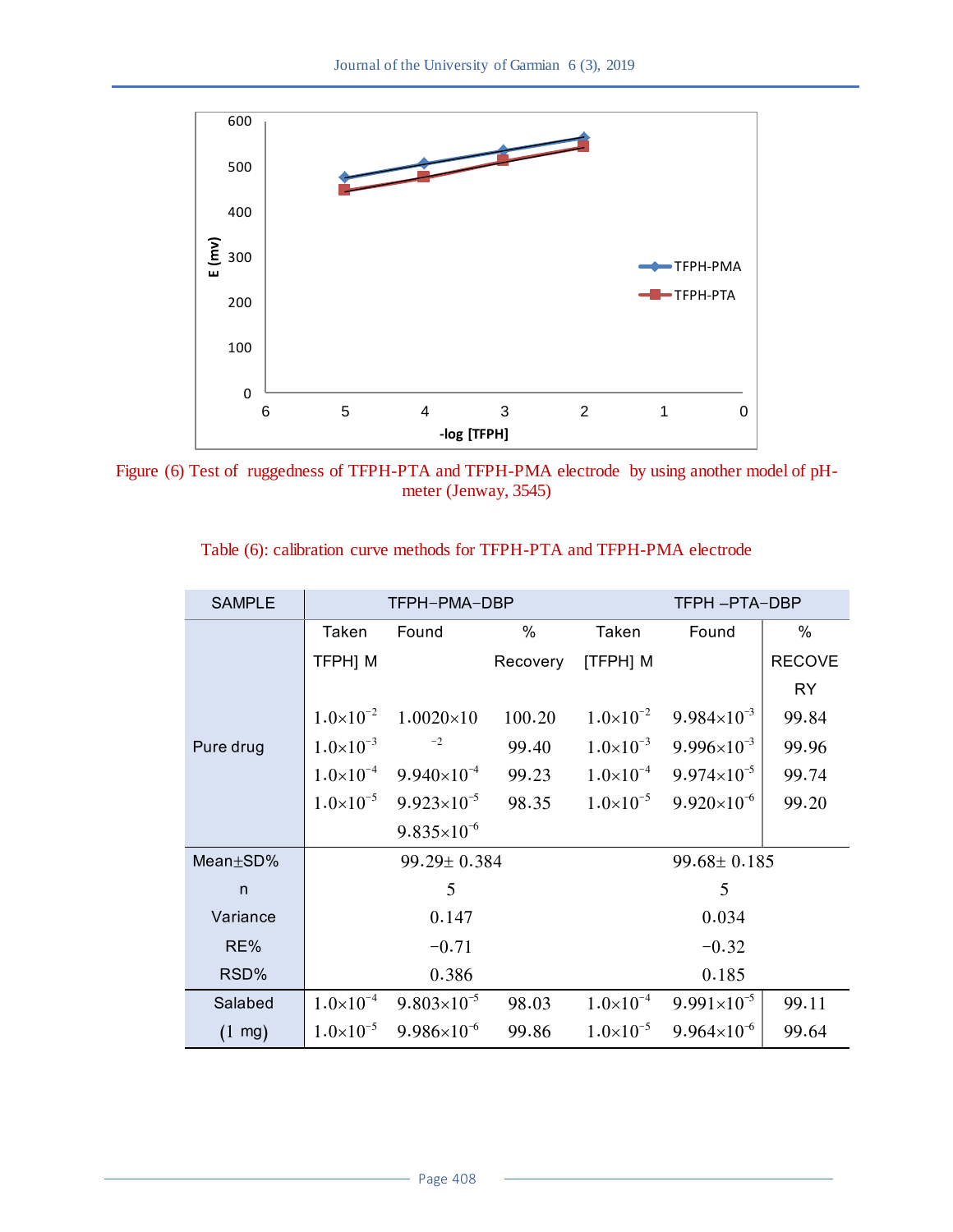600
500
400
300
200
100
0
E (mv)
6 5 4 3 2 1 0
-log [TFPH]
TFPH-PMA
TFPH-PTA

Figure (6) Test of ruggedness of TFPH-PTA and TFPH-PMA electrode by using another model of pH-meter (Jenway, 3545)

Table (6): calibration curve methods for TFPH-PTA and TFPH-PMA electrode

| SAMPLE | TFPH−PMA−DBP | | | TFPH −PTA−DBP | | |
|---|---|---|---|---|---|---|
| | Taken TFPH] M | Found | % Recovery | Taken [TFPH] M | Found | % RECOVERY |
| Pure drug | $1.0\times10^{-2}$ | $1.0020\times10^{-2}$ | 100.20 | $1.0\times10^{-2}$ | $9.984\times10^{-3}$ | 99.84 |
| | $1.0\times10^{-3}$ | $9.940\times10^{-4}$ | 99.40 | $1.0\times10^{-3}$ | $9.996\times10^{-3}$ | 99.96 |
| | $1.0\times10^{-4}$ | $9.923\times10^{-5}$ | 99.23 | $1.0\times10^{-4}$ | $9.974\times10^{-5}$ | 99.74 |
| | $1.0\times10^{-5}$ | $9.835\times10^{-6}$ | 98.35 | $1.0\times10^{-5}$ | $9.920\times10^{-6}$ | 99.20 |
| Mean±SD% | 99.29± 0.384 | | | 99.68± 0.185 | | |
| n | 5 | | | 5 | | |
| Variance | 0.147 | | | 0.034 | | |
| RE% | −0.71 | | | −0.32 | | |
| RSD% | 0.386 | | | 0.185 | | |
| Salabed (1 mg) | $1.0\times10^{-4}$ | $9.803\times10^{-5}$ | 98.03 | $1.0\times10^{-4}$ | $9.991\times10^{-5}$ | 99.11 |
| | $1.0\times10^{-5}$ | $9.986\times10^{-6}$ | 99.86 | $1.0\times10^{-5}$ | $9.964\times10^{-6}$ | 99.64 |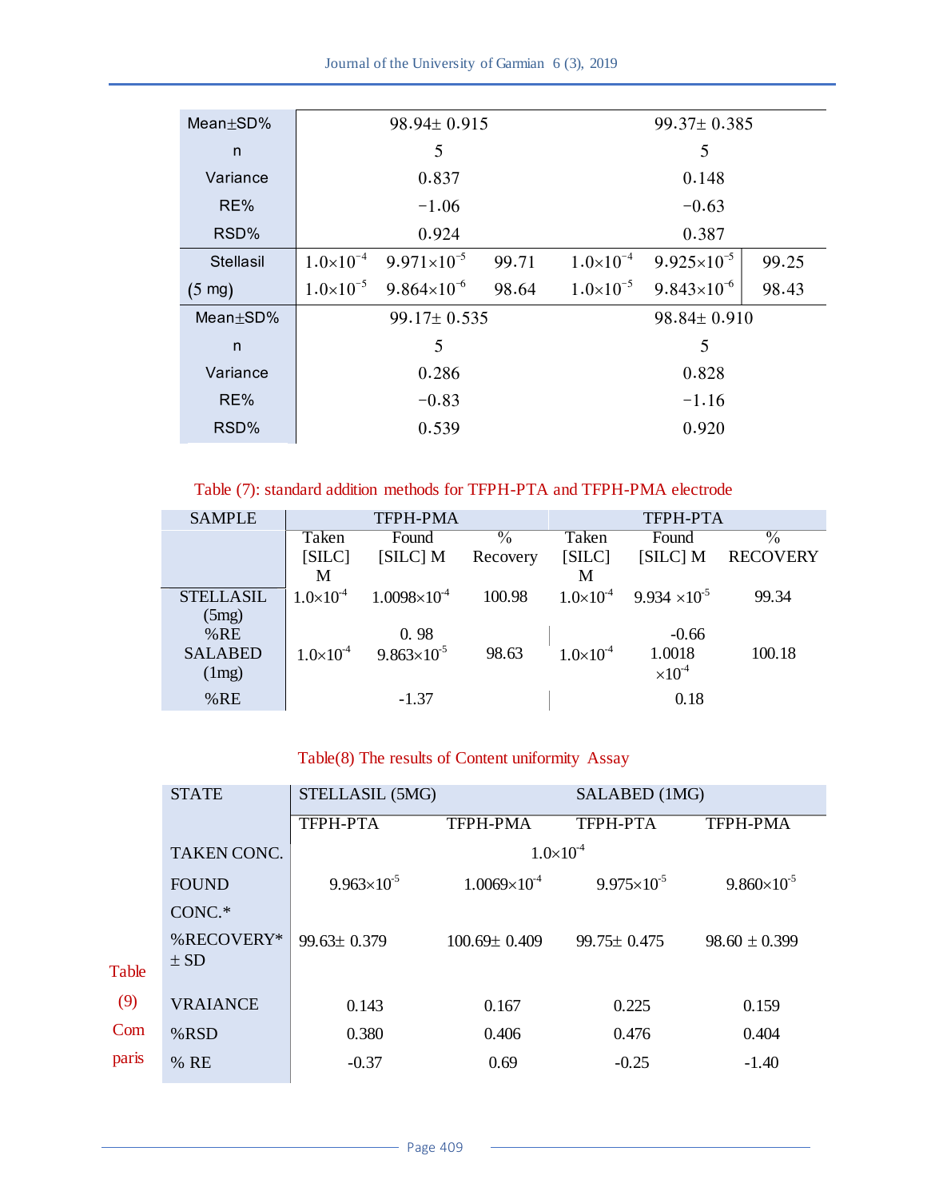| | | | | | | |
|---|---|---|---|---|---|---|
| Mean±SD% | | 98.94± 0.915 | | | 99.37± 0.385 | |
| n | | 5 | | | 5 | |
| Variance | | 0.837 | | | 0.148 | |
| RE% | | −1.06 | | | −0.63 | |
| RSD% | | 0.924 | | | 0.387 | |
| Stellasil | $1.0\times10^{-4}$ | $9.971\times10^{-5}$ | 99.71 | $1.0\times10^{-4}$ | $9.925\times10^{-5}$ | 99.25 |
| (5 mg) | $1.0\times10^{-5}$ | $9.864\times10^{-6}$ | 98.64 | $1.0\times10^{-5}$ | $9.843\times10^{-6}$ | 98.43 |
| Mean±SD% | | 99.17± 0.535 | | | 98.84± 0.910 | |
| n | | 5 | | | 5 | |
| Variance | | 0.286 | | | 0.828 | |
| RE% | | −0.83 | | | −1.16 | |
| RSD% | | 0.539 | | | 0.920 | |

Table (7): standard addition methods for TFPH-PTA and TFPH-PMA electrode

| SAMPLE | TFPH-PMA | | | TFPH-PTA | | |
|---|---|---|---|---|---|---|
| | Taken [SILC] M | Found [SILC] M | % Recovery | Taken [SILC] M | Found [SILC] M | % RECOVERY |
| STELLASIL (5mg) | $1.0\times10^{-4}$ | $1.0098\times10^{-4}$ | 100.98 | $1.0\times10^{-4}$ | $9.934\times10^{-5}$ | 99.34 |
| %RE | | 0. 98 | | | -0.66 | |
| SALABED (1mg) | $1.0\times10^{-4}$ | $9.863\times10^{-5}$ | 98.63 | $1.0\times10^{-4}$ | $1.0018\times10^{-4}$ | 100.18 |
| %RE | | -1.37 | | | 0.18 | |

Table(8) The results of Content uniformity Assay

| STATE | STELLASIL (5MG) | | SALABED (1MG) | |
|---|---|---|---|---|
| | TFPH-PTA | TFPH-PMA | TFPH-PTA | TFPH-PMA |
| TAKEN CONC. | $1.0\times10^{-4}$ | | | |
| FOUND CONC.* | $9.963\times10^{-5}$ | $1.0069\times10^{-4}$ | $9.975\times10^{-5}$ | $9.860\times10^{-5}$ |
| %RECOVERY* ± SD | 99.63± 0.379 | 100.69± 0.409 | 99.75± 0.475 | 98.60 ± 0.399 |
| VRAIANCE | 0.143 | 0.167 | 0.225 | 0.159 |
| %RSD | 0.380 | 0.406 | 0.476 | 0.404 |
| % RE | -0.37 | 0.69 | -0.25 | -1.40 |

Table (9) Comparis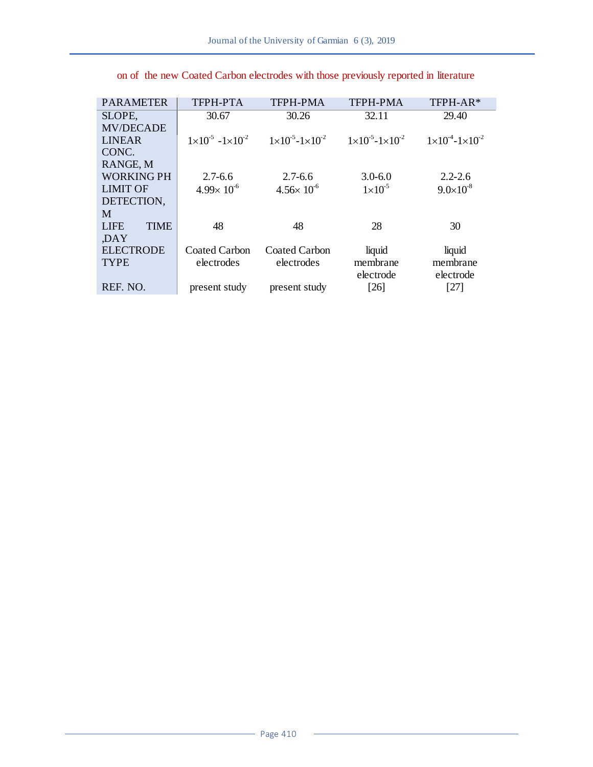on of the new Coated Carbon electrodes with those previously reported in literature

| PARAMETER | TFPH-PTA | TFPH-PMA | TFPH-PMA | TFPH-AR* |
|---|---|---|---|---|
| SLOPE, MV/DECADE | 30.67 | 30.26 | 32.11 | 29.40 |
| LINEAR CONC. RANGE, M | $1\times10^{-5}$ -$1\times10^{-2}$ | $1\times10^{-5}$-$1\times10^{-2}$ | $1\times10^{-5}$-$1\times10^{-2}$ | $1\times10^{-4}$-$1\times10^{-2}$ |
| WORKING PH | 2.7-6.6 | 2.7-6.6 | 3.0-6.0 | 2.2-2.6 |
| LIMIT OF DETECTION, M | $4.99\times 10^{-6}$ | $4.56\times 10^{-6}$ | $1\times10^{-5}$ | $9.0\times10^{-8}$ |
| LIFE TIME ,DAY | 48 | 48 | 28 | 30 |
| ELECTRODE TYPE | Coated Carbon electrodes | Coated Carbon electrodes | liquid membrane electrode | liquid membrane electrode |
| REF. NO. | present study | present study | [26] | [27] |